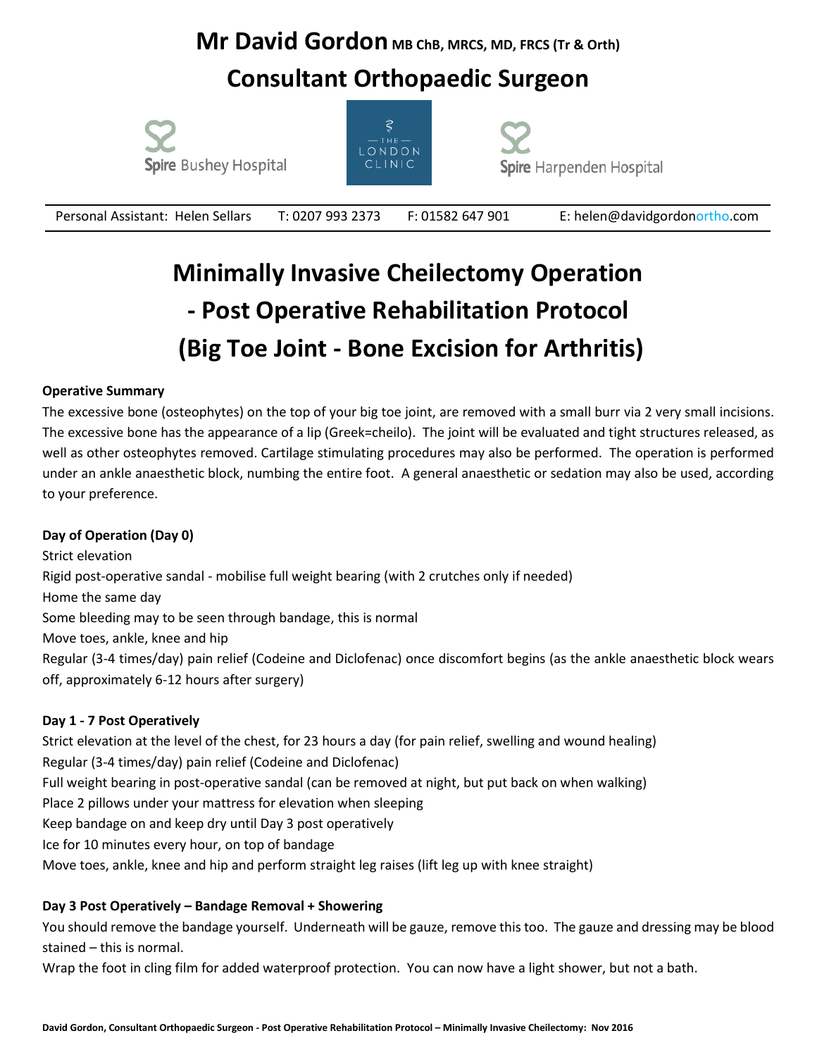# Mr David Gordon MB ChB, MRCS, MD, FRCS (Tr & Orth)

## Consultant Orthopaedic Surgeon

Spire Bushey Hospital — The London Clinic — Spire Harpenden Hospital

Personal Assistant: Helen Sellars T: 0207 993 2373 F: 01582 647 901 E: helen@davidgordonortho.com

# Minimally Invasive Cheilectomy Operation - Post Operative Rehabilitation Protocol (Big Toe Joint - Bone Excision for Arthritis)

**Operative Summary**

The excessive bone (osteophytes) on the top of your big toe joint, are removed with a small burr via 2 very small incisions. The excessive bone has the appearance of a lip (Greek=cheilo). The joint will be evaluated and tight structures released, as well as other osteophytes removed. Cartilage stimulating procedures may also be performed. The operation is performed under an ankle anaesthetic block, numbing the entire foot. A general anaesthetic or sedation may also be used, according to your preference.

**Day of Operation (Day 0)**

Strict elevation

Rigid post-operative sandal - mobilise full weight bearing (with 2 crutches only if needed)

Home the same day

Some bleeding may to be seen through bandage, this is normal

Move toes, ankle, knee and hip

Regular (3-4 times/day) pain relief (Codeine and Diclofenac) once discomfort begins (as the ankle anaesthetic block wears off, approximately 6-12 hours after surgery)

**Day 1 - 7 Post Operatively**

Strict elevation at the level of the chest, for 23 hours a day (for pain relief, swelling and wound healing)

Regular (3-4 times/day) pain relief (Codeine and Diclofenac)

Full weight bearing in post-operative sandal (can be removed at night, but put back on when walking)

Place 2 pillows under your mattress for elevation when sleeping

Keep bandage on and keep dry until Day 3 post operatively

Ice for 10 minutes every hour, on top of bandage

Move toes, ankle, knee and hip and perform straight leg raises (lift leg up with knee straight)

**Day 3 Post Operatively – Bandage Removal + Showering**

You should remove the bandage yourself. Underneath will be gauze, remove this too. The gauze and dressing may be blood stained – this is normal.

Wrap the foot in cling film for added waterproof protection. You can now have a light shower, but not a bath.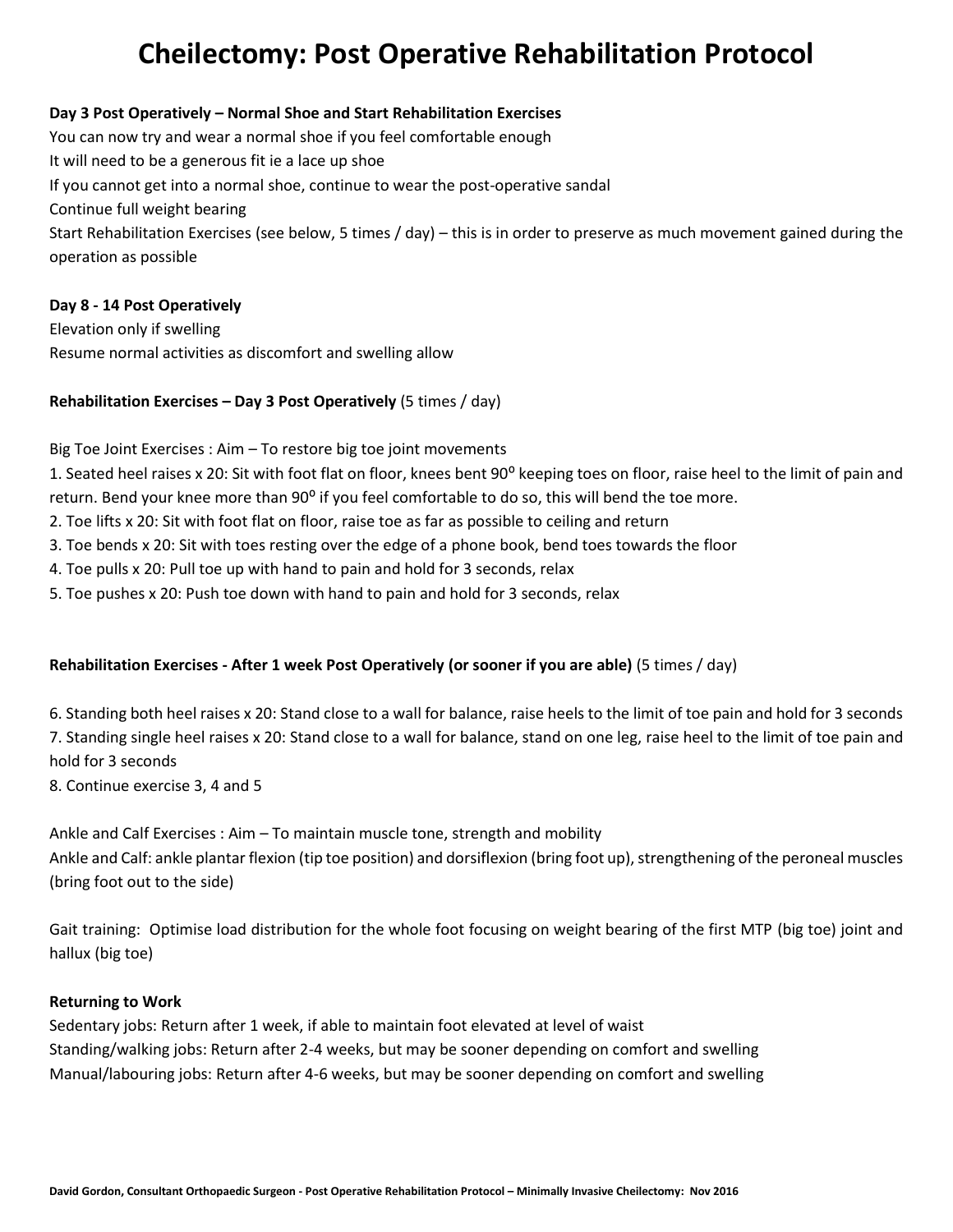# Cheilectomy: Post Operative Rehabilitation Protocol

**Day 3 Post Operatively – Normal Shoe and Start Rehabilitation Exercises**

You can now try and wear a normal shoe if you feel comfortable enough
It will need to be a generous fit ie a lace up shoe
If you cannot get into a normal shoe, continue to wear the post-operative sandal
Continue full weight bearing
Start Rehabilitation Exercises (see below, 5 times / day) – this is in order to preserve as much movement gained during the operation as possible

**Day 8 - 14 Post Operatively**

Elevation only if swelling
Resume normal activities as discomfort and swelling allow

**Rehabilitation Exercises – Day 3 Post Operatively** (5 times / day)

Big Toe Joint Exercises : Aim – To restore big toe joint movements

1. Seated heel raises x 20: Sit with foot flat on floor, knees bent 90⁰ keeping toes on floor, raise heel to the limit of pain and return. Bend your knee more than 90⁰ if you feel comfortable to do so, this will bend the toe more.
2. Toe lifts x 20: Sit with foot flat on floor, raise toe as far as possible to ceiling and return
3. Toe bends x 20: Sit with toes resting over the edge of a phone book, bend toes towards the floor
4. Toe pulls x 20: Pull toe up with hand to pain and hold for 3 seconds, relax
5. Toe pushes x 20: Push toe down with hand to pain and hold for 3 seconds, relax

**Rehabilitation Exercises - After 1 week Post Operatively (or sooner if you are able)** (5 times / day)

6. Standing both heel raises x 20: Stand close to a wall for balance, raise heels to the limit of toe pain and hold for 3 seconds
7. Standing single heel raises x 20: Stand close to a wall for balance, stand on one leg, raise heel to the limit of toe pain and hold for 3 seconds
8. Continue exercise 3, 4 and 5

Ankle and Calf Exercises : Aim – To maintain muscle tone, strength and mobility
Ankle and Calf: ankle plantar flexion (tip toe position) and dorsiflexion (bring foot up), strengthening of the peroneal muscles (bring foot out to the side)

Gait training: Optimise load distribution for the whole foot focusing on weight bearing of the first MTP (big toe) joint and hallux (big toe)

**Returning to Work**

Sedentary jobs: Return after 1 week, if able to maintain foot elevated at level of waist
Standing/walking jobs: Return after 2-4 weeks, but may be sooner depending on comfort and swelling
Manual/labouring jobs: Return after 4-6 weeks, but may be sooner depending on comfort and swelling

**David Gordon, Consultant Orthopaedic Surgeon - Post Operative Rehabilitation Protocol – Minimally Invasive Cheilectomy: Nov 2016**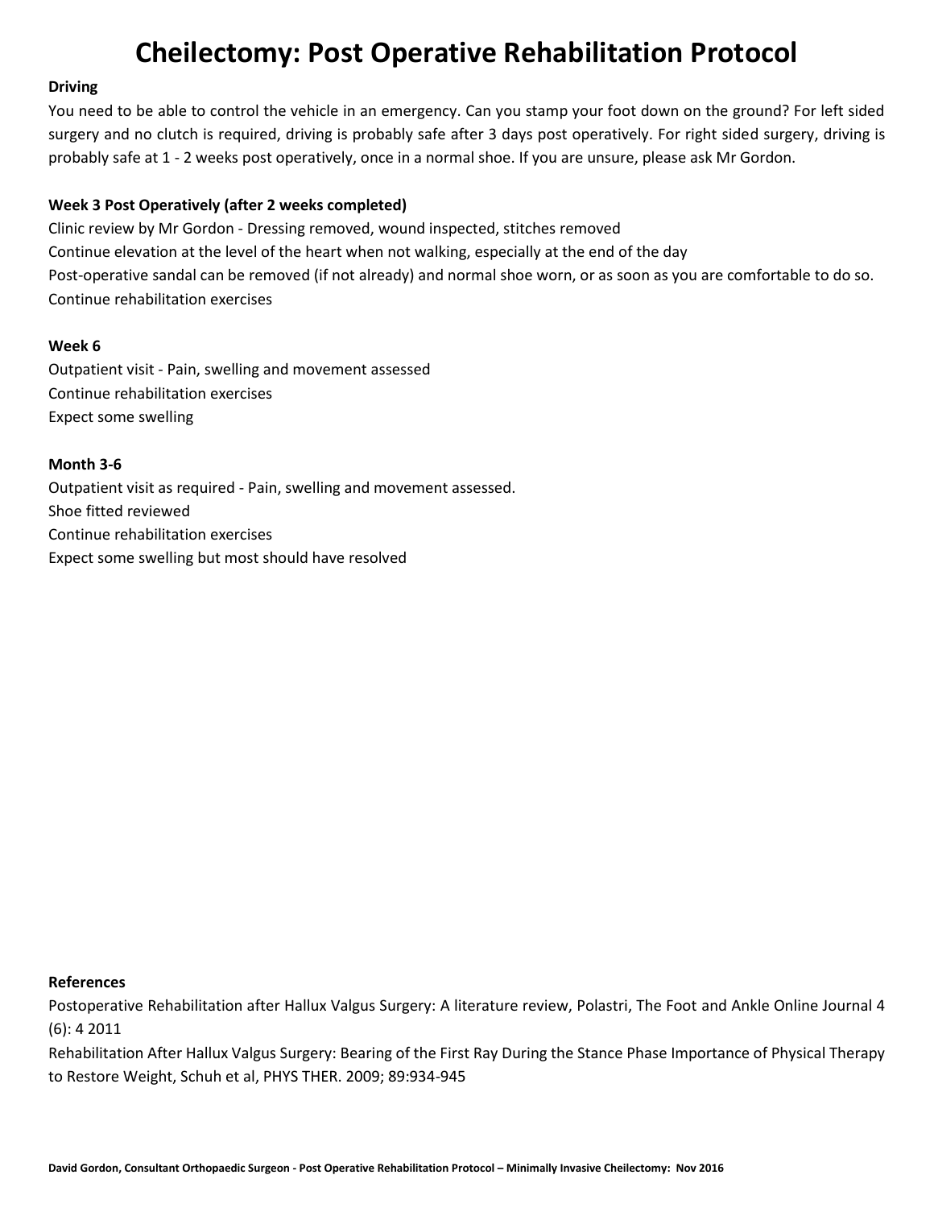# Cheilectomy: Post Operative Rehabilitation Protocol

**Driving**

You need to be able to control the vehicle in an emergency. Can you stamp your foot down on the ground? For left sided surgery and no clutch is required, driving is probably safe after 3 days post operatively. For right sided surgery, driving is probably safe at 1 - 2 weeks post operatively, once in a normal shoe. If you are unsure, please ask Mr Gordon.

**Week 3 Post Operatively (after 2 weeks completed)**

Clinic review by Mr Gordon - Dressing removed, wound inspected, stitches removed
Continue elevation at the level of the heart when not walking, especially at the end of the day
Post-operative sandal can be removed (if not already) and normal shoe worn, or as soon as you are comfortable to do so.
Continue rehabilitation exercises

**Week 6**

Outpatient visit - Pain, swelling and movement assessed
Continue rehabilitation exercises
Expect some swelling

**Month 3-6**

Outpatient visit as required - Pain, swelling and movement assessed.
Shoe fitted reviewed
Continue rehabilitation exercises
Expect some swelling but most should have resolved

**References**

Postoperative Rehabilitation after Hallux Valgus Surgery: A literature review, Polastri, The Foot and Ankle Online Journal 4 (6): 4 2011
Rehabilitation After Hallux Valgus Surgery: Bearing of the First Ray During the Stance Phase Importance of Physical Therapy to Restore Weight, Schuh et al, PHYS THER. 2009; 89:934-945